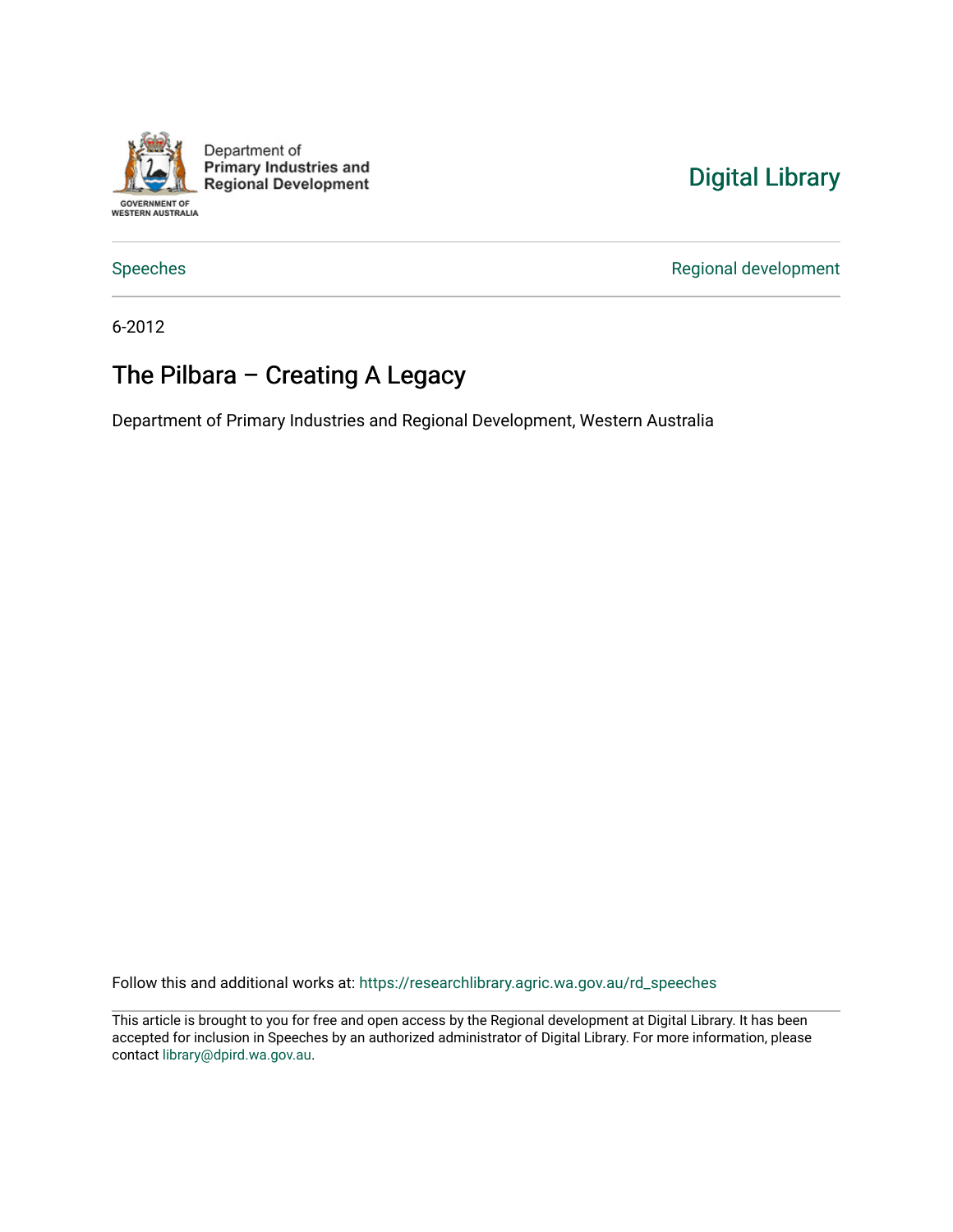Department of
Primary Industries and
Regional Development

GOVERNMENT OF WESTERN AUSTRALIA

Digital Library

Speeches

Regional development

6-2012

# The Pilbara – Creating A Legacy

Department of Primary Industries and Regional Development, Western Australia

Follow this and additional works at: https://researchlibrary.agric.wa.gov.au/rd_speeches

This article is brought to you for free and open access by the Regional development at Digital Library. It has been accepted for inclusion in Speeches by an authorized administrator of Digital Library. For more information, please contact library@dpird.wa.gov.au.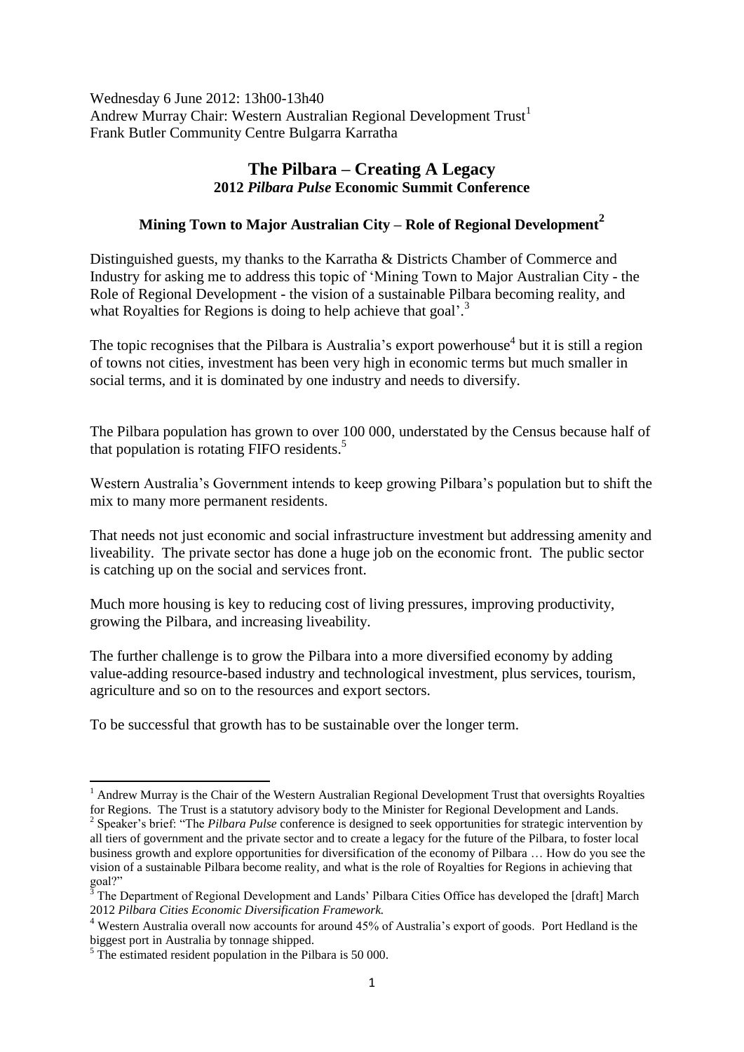Wednesday 6 June 2012: 13h00-13h40
Andrew Murray Chair: Western Australian Regional Development Trust[1]
Frank Butler Community Centre Bulgarra Karratha

## The Pilbara – Creating A Legacy
### 2012 *Pilbara Pulse* Economic Summit Conference

### Mining Town to Major Australian City – Role of Regional Development[2]

Distinguished guests, my thanks to the Karratha & Districts Chamber of Commerce and Industry for asking me to address this topic of 'Mining Town to Major Australian City - the Role of Regional Development - the vision of a sustainable Pilbara becoming reality, and what Royalties for Regions is doing to help achieve that goal'.[3]

The topic recognises that the Pilbara is Australia's export powerhouse[4] but it is still a region of towns not cities, investment has been very high in economic terms but much smaller in social terms, and it is dominated by one industry and needs to diversify.

The Pilbara population has grown to over 100 000, understated by the Census because half of that population is rotating FIFO residents.[5]

Western Australia's Government intends to keep growing Pilbara's population but to shift the mix to many more permanent residents.

That needs not just economic and social infrastructure investment but addressing amenity and liveability. The private sector has done a huge job on the economic front. The public sector is catching up on the social and services front.

Much more housing is key to reducing cost of living pressures, improving productivity, growing the Pilbara, and increasing liveability.

The further challenge is to grow the Pilbara into a more diversified economy by adding value-adding resource-based industry and technological investment, plus services, tourism, agriculture and so on to the resources and export sectors.

To be successful that growth has to be sustainable over the longer term.

---

[1] Andrew Murray is the Chair of the Western Australian Regional Development Trust that oversights Royalties for Regions. The Trust is a statutory advisory body to the Minister for Regional Development and Lands.

[2] Speaker's brief: "The *Pilbara Pulse* conference is designed to seek opportunities for strategic intervention by all tiers of government and the private sector and to create a legacy for the future of the Pilbara, to foster local business growth and explore opportunities for diversification of the economy of Pilbara … How do you see the vision of a sustainable Pilbara become reality, and what is the role of Royalties for Regions in achieving that goal?"

[3] The Department of Regional Development and Lands' Pilbara Cities Office has developed the [draft] March 2012 *Pilbara Cities Economic Diversification Framework.*

[4] Western Australia overall now accounts for around 45% of Australia's export of goods. Port Hedland is the biggest port in Australia by tonnage shipped.

[5] The estimated resident population in the Pilbara is 50 000.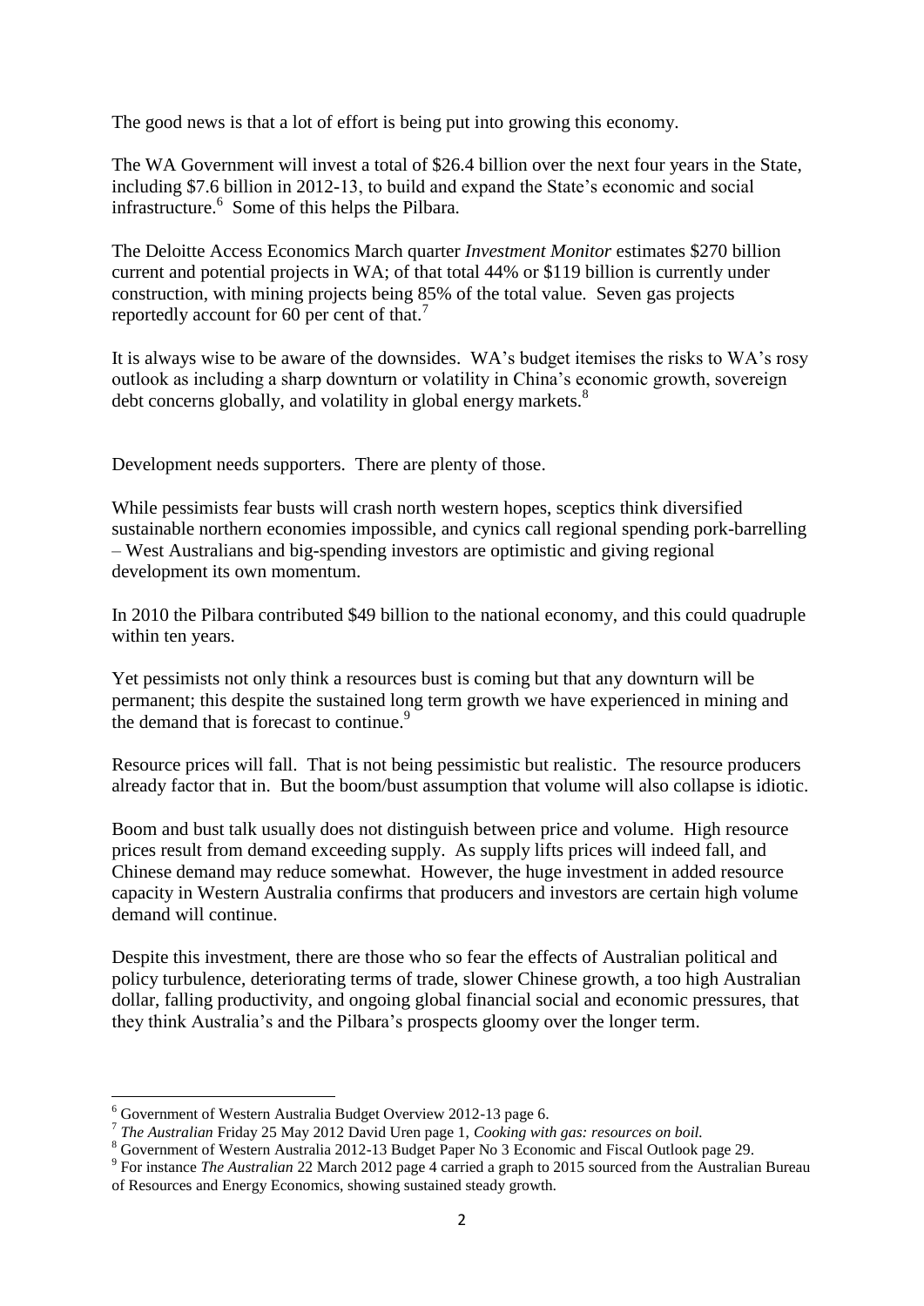The good news is that a lot of effort is being put into growing this economy.

The WA Government will invest a total of $26.4 billion over the next four years in the State, including $7.6 billion in 2012-13, to build and expand the State's economic and social infrastructure.[6] Some of this helps the Pilbara.

The Deloitte Access Economics March quarter *Investment Monitor* estimates $270 billion current and potential projects in WA; of that total 44% or $119 billion is currently under construction, with mining projects being 85% of the total value. Seven gas projects reportedly account for 60 per cent of that.[7]

It is always wise to be aware of the downsides. WA's budget itemises the risks to WA's rosy outlook as including a sharp downturn or volatility in China's economic growth, sovereign debt concerns globally, and volatility in global energy markets.[8]

Development needs supporters. There are plenty of those.

While pessimists fear busts will crash north western hopes, sceptics think diversified sustainable northern economies impossible, and cynics call regional spending pork-barrelling – West Australians and big-spending investors are optimistic and giving regional development its own momentum.

In 2010 the Pilbara contributed $49 billion to the national economy, and this could quadruple within ten years.

Yet pessimists not only think a resources bust is coming but that any downturn will be permanent; this despite the sustained long term growth we have experienced in mining and the demand that is forecast to continue.[9]

Resource prices will fall. That is not being pessimistic but realistic. The resource producers already factor that in. But the boom/bust assumption that volume will also collapse is idiotic.

Boom and bust talk usually does not distinguish between price and volume. High resource prices result from demand exceeding supply. As supply lifts prices will indeed fall, and Chinese demand may reduce somewhat. However, the huge investment in added resource capacity in Western Australia confirms that producers and investors are certain high volume demand will continue.

Despite this investment, there are those who so fear the effects of Australian political and policy turbulence, deteriorating terms of trade, slower Chinese growth, a too high Australian dollar, falling productivity, and ongoing global financial social and economic pressures, that they think Australia's and the Pilbara's prospects gloomy over the longer term.

---

[6] Government of Western Australia Budget Overview 2012-13 page 6.

[7] *The Australian* Friday 25 May 2012 David Uren page 1, *Cooking with gas: resources on boil.*

[8] Government of Western Australia 2012-13 Budget Paper No 3 Economic and Fiscal Outlook page 29.

[9] For instance *The Australian* 22 March 2012 page 4 carried a graph to 2015 sourced from the Australian Bureau of Resources and Energy Economics, showing sustained steady growth.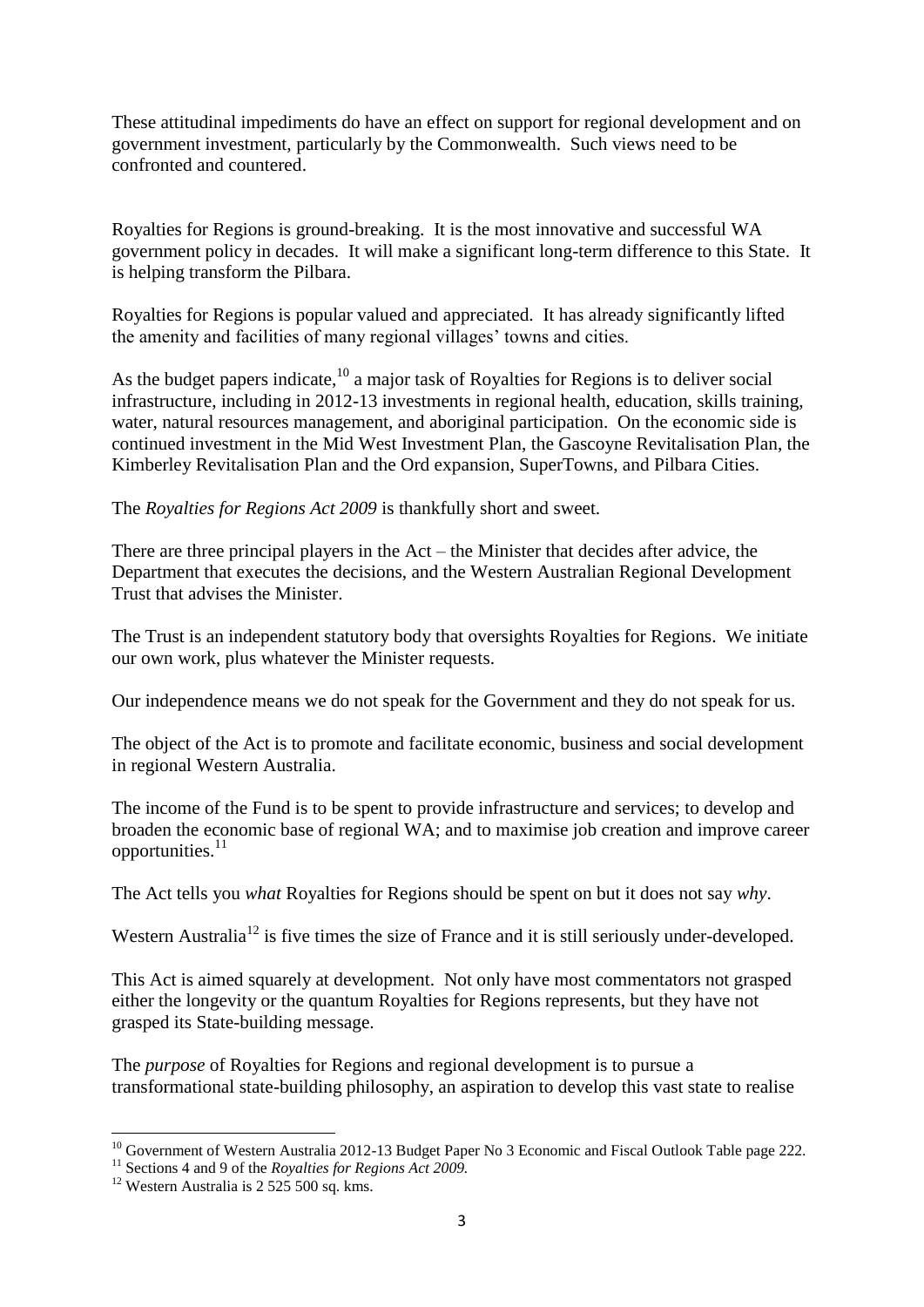These attitudinal impediments do have an effect on support for regional development and on government investment, particularly by the Commonwealth. Such views need to be confronted and countered.

Royalties for Regions is ground-breaking. It is the most innovative and successful WA government policy in decades. It will make a significant long-term difference to this State. It is helping transform the Pilbara.

Royalties for Regions is popular valued and appreciated. It has already significantly lifted the amenity and facilities of many regional villages' towns and cities.

As the budget papers indicate,[10] a major task of Royalties for Regions is to deliver social infrastructure, including in 2012-13 investments in regional health, education, skills training, water, natural resources management, and aboriginal participation. On the economic side is continued investment in the Mid West Investment Plan, the Gascoyne Revitalisation Plan, the Kimberley Revitalisation Plan and the Ord expansion, SuperTowns, and Pilbara Cities.

The *Royalties for Regions Act 2009* is thankfully short and sweet.

There are three principal players in the Act – the Minister that decides after advice, the Department that executes the decisions, and the Western Australian Regional Development Trust that advises the Minister.

The Trust is an independent statutory body that oversights Royalties for Regions. We initiate our own work, plus whatever the Minister requests.

Our independence means we do not speak for the Government and they do not speak for us.

The object of the Act is to promote and facilitate economic, business and social development in regional Western Australia.

The income of the Fund is to be spent to provide infrastructure and services; to develop and broaden the economic base of regional WA; and to maximise job creation and improve career opportunities.[11]

The Act tells you *what* Royalties for Regions should be spent on but it does not say *why*.

Western Australia[12] is five times the size of France and it is still seriously under-developed.

This Act is aimed squarely at development. Not only have most commentators not grasped either the longevity or the quantum Royalties for Regions represents, but they have not grasped its State-building message.

The *purpose* of Royalties for Regions and regional development is to pursue a transformational state-building philosophy, an aspiration to develop this vast state to realise

---

[10] Government of Western Australia 2012-13 Budget Paper No 3 Economic and Fiscal Outlook Table page 222.

[11] Sections 4 and 9 of the *Royalties for Regions Act 2009.*

[12] Western Australia is 2 525 500 sq. kms.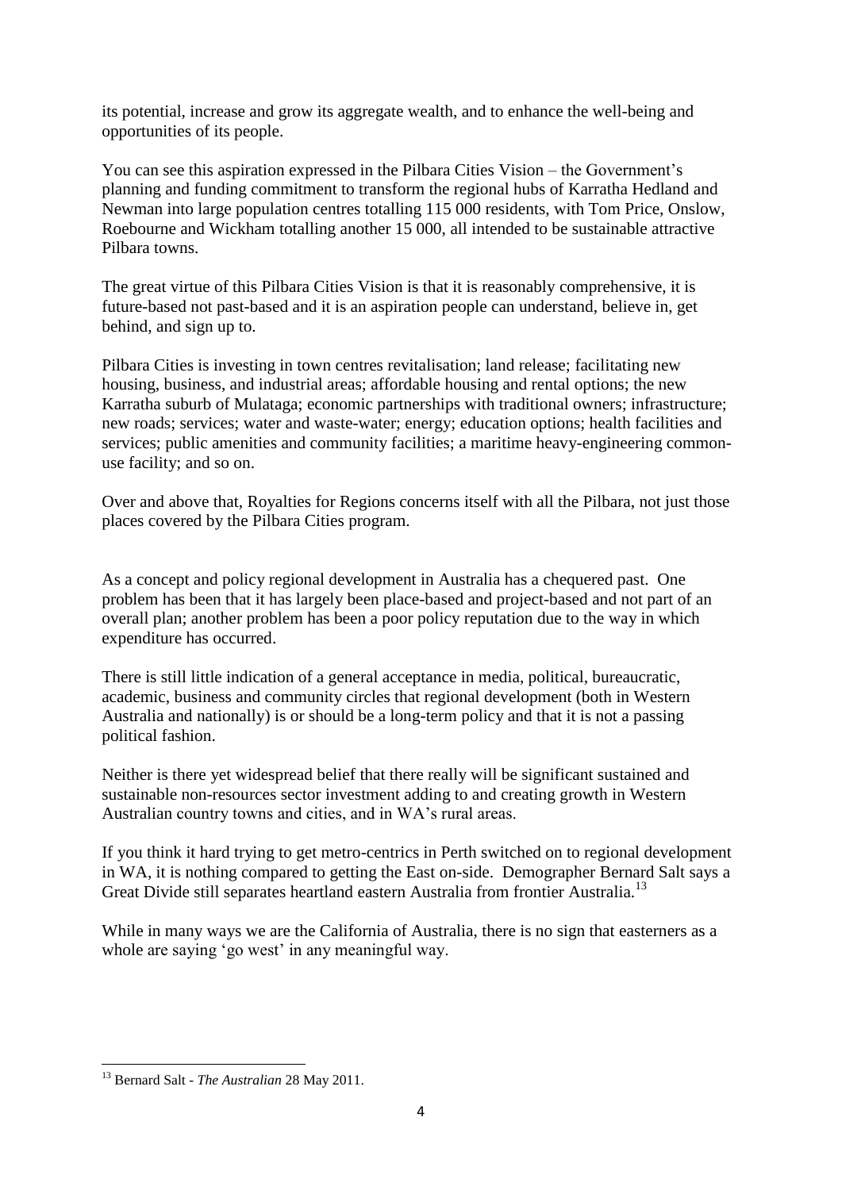its potential, increase and grow its aggregate wealth, and to enhance the well-being and opportunities of its people.

You can see this aspiration expressed in the Pilbara Cities Vision – the Government's planning and funding commitment to transform the regional hubs of Karratha Hedland and Newman into large population centres totalling 115 000 residents, with Tom Price, Onslow, Roebourne and Wickham totalling another 15 000, all intended to be sustainable attractive Pilbara towns.

The great virtue of this Pilbara Cities Vision is that it is reasonably comprehensive, it is future-based not past-based and it is an aspiration people can understand, believe in, get behind, and sign up to.

Pilbara Cities is investing in town centres revitalisation; land release; facilitating new housing, business, and industrial areas; affordable housing and rental options; the new Karratha suburb of Mulataga; economic partnerships with traditional owners; infrastructure; new roads; services; water and waste-water; energy; education options; health facilities and services; public amenities and community facilities; a maritime heavy-engineering common-use facility; and so on.

Over and above that, Royalties for Regions concerns itself with all the Pilbara, not just those places covered by the Pilbara Cities program.

As a concept and policy regional development in Australia has a chequered past. One problem has been that it has largely been place-based and project-based and not part of an overall plan; another problem has been a poor policy reputation due to the way in which expenditure has occurred.

There is still little indication of a general acceptance in media, political, bureaucratic, academic, business and community circles that regional development (both in Western Australia and nationally) is or should be a long-term policy and that it is not a passing political fashion.

Neither is there yet widespread belief that there really will be significant sustained and sustainable non-resources sector investment adding to and creating growth in Western Australian country towns and cities, and in WA's rural areas.

If you think it hard trying to get metro-centrics in Perth switched on to regional development in WA, it is nothing compared to getting the East on-side. Demographer Bernard Salt says a Great Divide still separates heartland eastern Australia from frontier Australia.[13]

While in many ways we are the California of Australia, there is no sign that easterners as a whole are saying 'go west' in any meaningful way.

---

[13] Bernard Salt - *The Australian* 28 May 2011.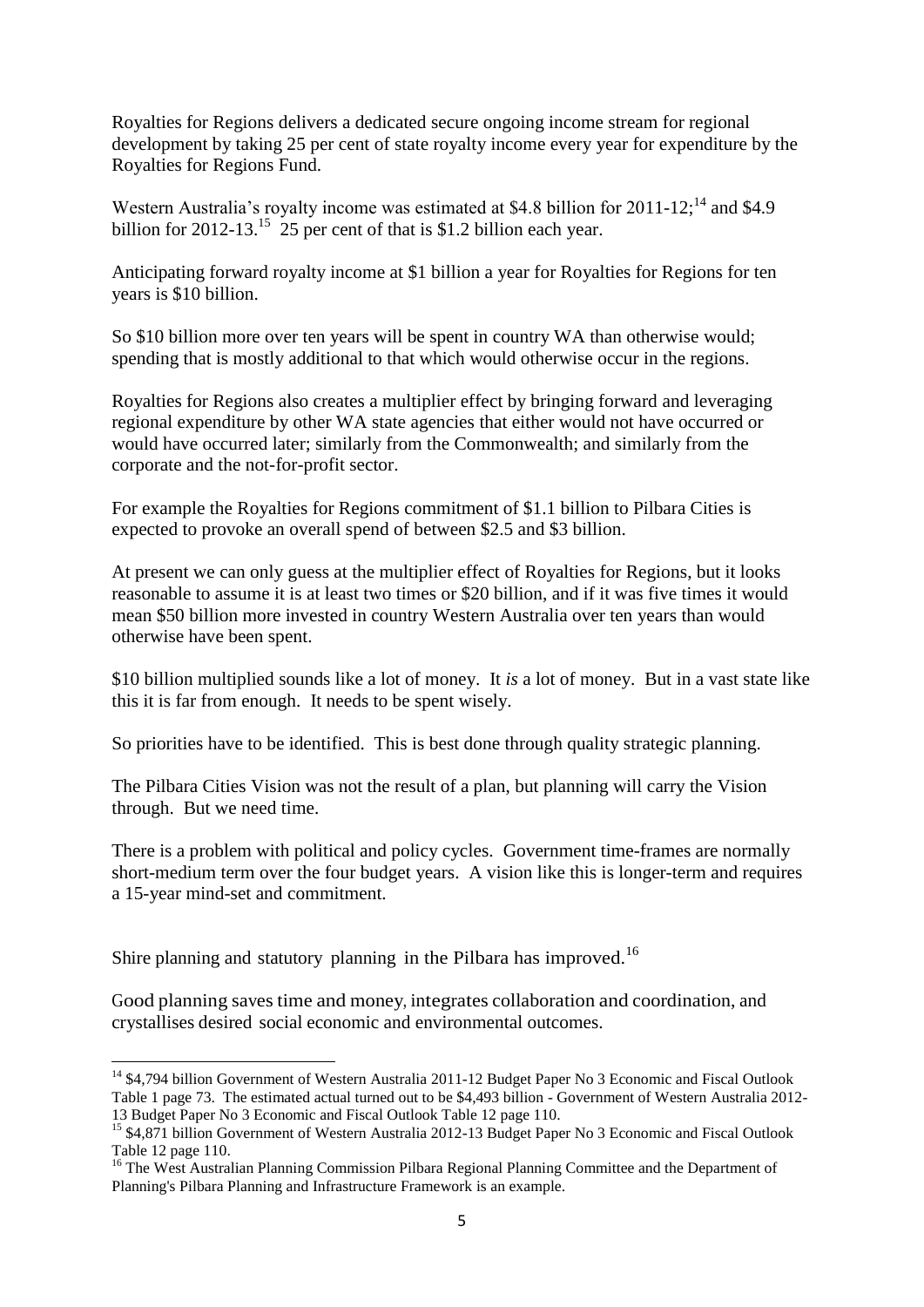Royalties for Regions delivers a dedicated secure ongoing income stream for regional development by taking 25 per cent of state royalty income every year for expenditure by the Royalties for Regions Fund.

Western Australia's royalty income was estimated at $4.8 billion for 2011-12;[14] and $4.9 billion for 2012-13.[15] 25 per cent of that is $1.2 billion each year.

Anticipating forward royalty income at $1 billion a year for Royalties for Regions for ten years is $10 billion.

So $10 billion more over ten years will be spent in country WA than otherwise would; spending that is mostly additional to that which would otherwise occur in the regions.

Royalties for Regions also creates a multiplier effect by bringing forward and leveraging regional expenditure by other WA state agencies that either would not have occurred or would have occurred later; similarly from the Commonwealth; and similarly from the corporate and the not-for-profit sector.

For example the Royalties for Regions commitment of $1.1 billion to Pilbara Cities is expected to provoke an overall spend of between $2.5 and $3 billion.

At present we can only guess at the multiplier effect of Royalties for Regions, but it looks reasonable to assume it is at least two times or $20 billion, and if it was five times it would mean $50 billion more invested in country Western Australia over ten years than would otherwise have been spent.

$10 billion multiplied sounds like a lot of money. It *is* a lot of money. But in a vast state like this it is far from enough. It needs to be spent wisely.

So priorities have to be identified. This is best done through quality strategic planning.

The Pilbara Cities Vision was not the result of a plan, but planning will carry the Vision through. But we need time.

There is a problem with political and policy cycles. Government time-frames are normally short-medium term over the four budget years. A vision like this is longer-term and requires a 15-year mind-set and commitment.

Shire planning and statutory planning in the Pilbara has improved.[16]

Good planning saves time and money, integrates collaboration and coordination, and crystallises desired social economic and environmental outcomes.

---

[14] $4,794 billion Government of Western Australia 2011-12 Budget Paper No 3 Economic and Fiscal Outlook Table 1 page 73. The estimated actual turned out to be $4,493 billion - Government of Western Australia 2012-13 Budget Paper No 3 Economic and Fiscal Outlook Table 12 page 110.

[15] $4,871 billion Government of Western Australia 2012-13 Budget Paper No 3 Economic and Fiscal Outlook Table 12 page 110.

[16] The West Australian Planning Commission Pilbara Regional Planning Committee and the Department of Planning's Pilbara Planning and Infrastructure Framework is an example.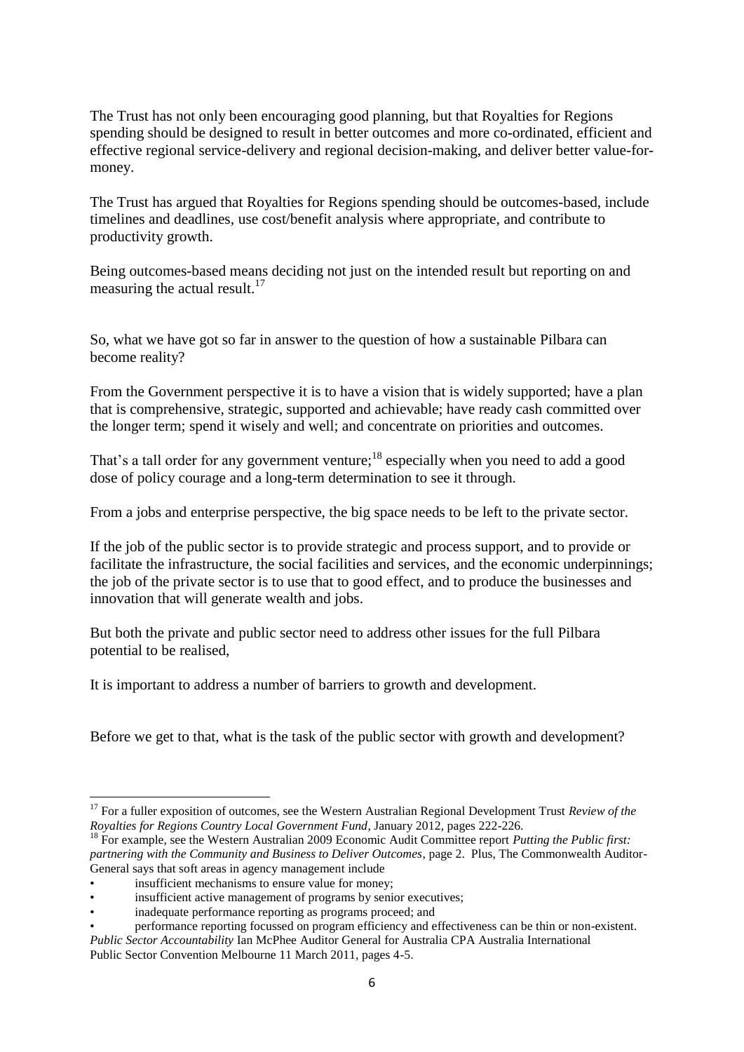The Trust has not only been encouraging good planning, but that Royalties for Regions spending should be designed to result in better outcomes and more co-ordinated, efficient and effective regional service-delivery and regional decision-making, and deliver better value-for-money.

The Trust has argued that Royalties for Regions spending should be outcomes-based, include timelines and deadlines, use cost/benefit analysis where appropriate, and contribute to productivity growth.

Being outcomes-based means deciding not just on the intended result but reporting on and measuring the actual result.[17]

So, what we have got so far in answer to the question of how a sustainable Pilbara can become reality?

From the Government perspective it is to have a vision that is widely supported; have a plan that is comprehensive, strategic, supported and achievable; have ready cash committed over the longer term; spend it wisely and well; and concentrate on priorities and outcomes.

That's a tall order for any government venture;[18] especially when you need to add a good dose of policy courage and a long-term determination to see it through.

From a jobs and enterprise perspective, the big space needs to be left to the private sector.

If the job of the public sector is to provide strategic and process support, and to provide or facilitate the infrastructure, the social facilities and services, and the economic underpinnings; the job of the private sector is to use that to good effect, and to produce the businesses and innovation that will generate wealth and jobs.

But both the private and public sector need to address other issues for the full Pilbara potential to be realised,

It is important to address a number of barriers to growth and development.

Before we get to that, what is the task of the public sector with growth and development?

---

[17] For a fuller exposition of outcomes, see the Western Australian Regional Development Trust *Review of the Royalties for Regions Country Local Government Fund*, January 2012, pages 222-226.

[18] For example, see the Western Australian 2009 Economic Audit Committee report *Putting the Public first: partnering with the Community and Business to Deliver Outcomes*, page 2. Plus, The Commonwealth Auditor-General says that soft areas in agency management include

- insufficient mechanisms to ensure value for money;
- insufficient active management of programs by senior executives;
- inadequate performance reporting as programs proceed; and
- performance reporting focussed on program efficiency and effectiveness can be thin or non-existent.

*Public Sector Accountability* Ian McPhee Auditor General for Australia CPA Australia International Public Sector Convention Melbourne 11 March 2011, pages 4-5.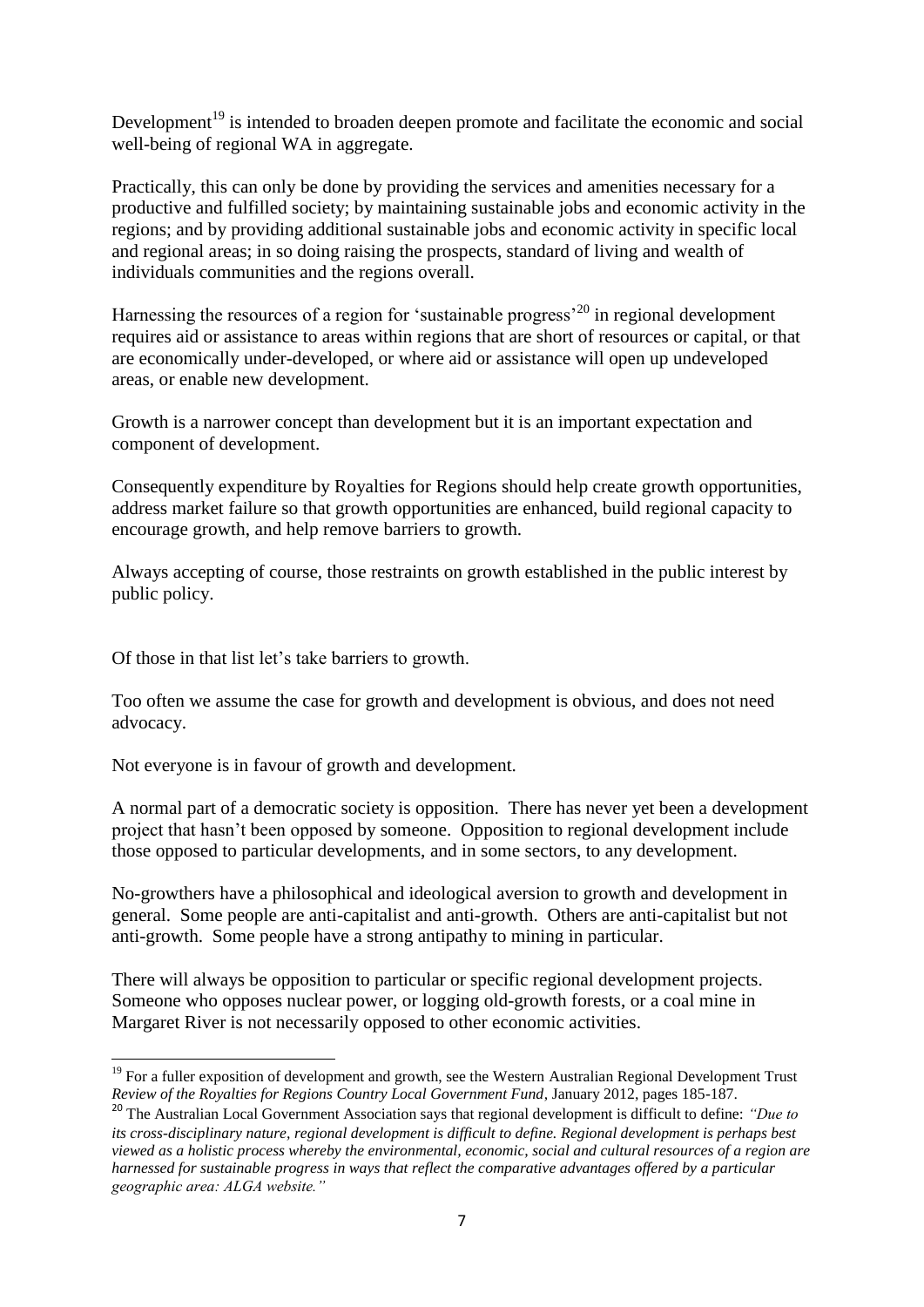Development[19] is intended to broaden deepen promote and facilitate the economic and social well-being of regional WA in aggregate.

Practically, this can only be done by providing the services and amenities necessary for a productive and fulfilled society; by maintaining sustainable jobs and economic activity in the regions; and by providing additional sustainable jobs and economic activity in specific local and regional areas; in so doing raising the prospects, standard of living and wealth of individuals communities and the regions overall.

Harnessing the resources of a region for 'sustainable progress'[20] in regional development requires aid or assistance to areas within regions that are short of resources or capital, or that are economically under-developed, or where aid or assistance will open up undeveloped areas, or enable new development.

Growth is a narrower concept than development but it is an important expectation and component of development.

Consequently expenditure by Royalties for Regions should help create growth opportunities, address market failure so that growth opportunities are enhanced, build regional capacity to encourage growth, and help remove barriers to growth.

Always accepting of course, those restraints on growth established in the public interest by public policy.

Of those in that list let's take barriers to growth.

Too often we assume the case for growth and development is obvious, and does not need advocacy.

Not everyone is in favour of growth and development.

A normal part of a democratic society is opposition. There has never yet been a development project that hasn't been opposed by someone. Opposition to regional development include those opposed to particular developments, and in some sectors, to any development.

No-growthers have a philosophical and ideological aversion to growth and development in general. Some people are anti-capitalist and anti-growth. Others are anti-capitalist but not anti-growth. Some people have a strong antipathy to mining in particular.

There will always be opposition to particular or specific regional development projects. Someone who opposes nuclear power, or logging old-growth forests, or a coal mine in Margaret River is not necessarily opposed to other economic activities.

---

[19] For a fuller exposition of development and growth, see the Western Australian Regional Development Trust *Review of the Royalties for Regions Country Local Government Fund*, January 2012, pages 185-187.

[20] The Australian Local Government Association says that regional development is difficult to define: *"Due to its cross-disciplinary nature, regional development is difficult to define. Regional development is perhaps best viewed as a holistic process whereby the environmental, economic, social and cultural resources of a region are harnessed for sustainable progress in ways that reflect the comparative advantages offered by a particular geographic area: ALGA website."*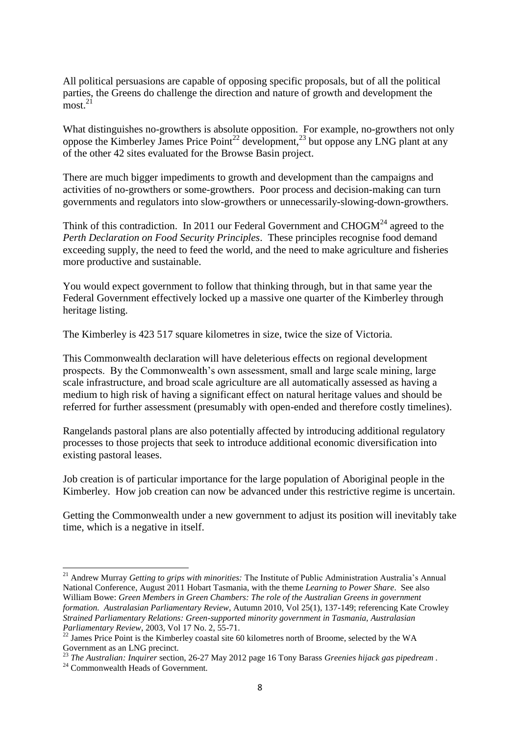All political persuasions are capable of opposing specific proposals, but of all the political parties, the Greens do challenge the direction and nature of growth and development the most.[21]

What distinguishes no-growthers is absolute opposition. For example, no-growthers not only oppose the Kimberley James Price Point[22] development,[23] but oppose any LNG plant at any of the other 42 sites evaluated for the Browse Basin project.

There are much bigger impediments to growth and development than the campaigns and activities of no-growthers or some-growthers. Poor process and decision-making can turn governments and regulators into slow-growthers or unnecessarily-slowing-down-growthers.

Think of this contradiction. In 2011 our Federal Government and CHOGM[24] agreed to the *Perth Declaration on Food Security Principles*. These principles recognise food demand exceeding supply, the need to feed the world, and the need to make agriculture and fisheries more productive and sustainable.

You would expect government to follow that thinking through, but in that same year the Federal Government effectively locked up a massive one quarter of the Kimberley through heritage listing.

The Kimberley is 423 517 square kilometres in size, twice the size of Victoria.

This Commonwealth declaration will have deleterious effects on regional development prospects. By the Commonwealth's own assessment, small and large scale mining, large scale infrastructure, and broad scale agriculture are all automatically assessed as having a medium to high risk of having a significant effect on natural heritage values and should be referred for further assessment (presumably with open-ended and therefore costly timelines).

Rangelands pastoral plans are also potentially affected by introducing additional regulatory processes to those projects that seek to introduce additional economic diversification into existing pastoral leases.

Job creation is of particular importance for the large population of Aboriginal people in the Kimberley. How job creation can now be advanced under this restrictive regime is uncertain.

Getting the Commonwealth under a new government to adjust its position will inevitably take time, which is a negative in itself.

---

[21] Andrew Murray *Getting to grips with minorities:* The Institute of Public Administration Australia's Annual National Conference, August 2011 Hobart Tasmania, with the theme *Learning to Power Share*. See also William Bowe: *Green Members in Green Chambers: The role of the Australian Greens in government formation. Australasian Parliamentary Review*, Autumn 2010, Vol 25(1), 137-149; referencing Kate Crowley *Strained Parliamentary Relations: Green-supported minority government in Tasmania, Australasian Parliamentary Review*, 2003, Vol 17 No. 2, 55-71.

[22] James Price Point is the Kimberley coastal site 60 kilometres north of Broome, selected by the WA Government as an LNG precinct.

[23] *The Australian: Inquirer* section, 26-27 May 2012 page 16 Tony Barass *Greenies hijack gas pipedream* .

[24] Commonwealth Heads of Government.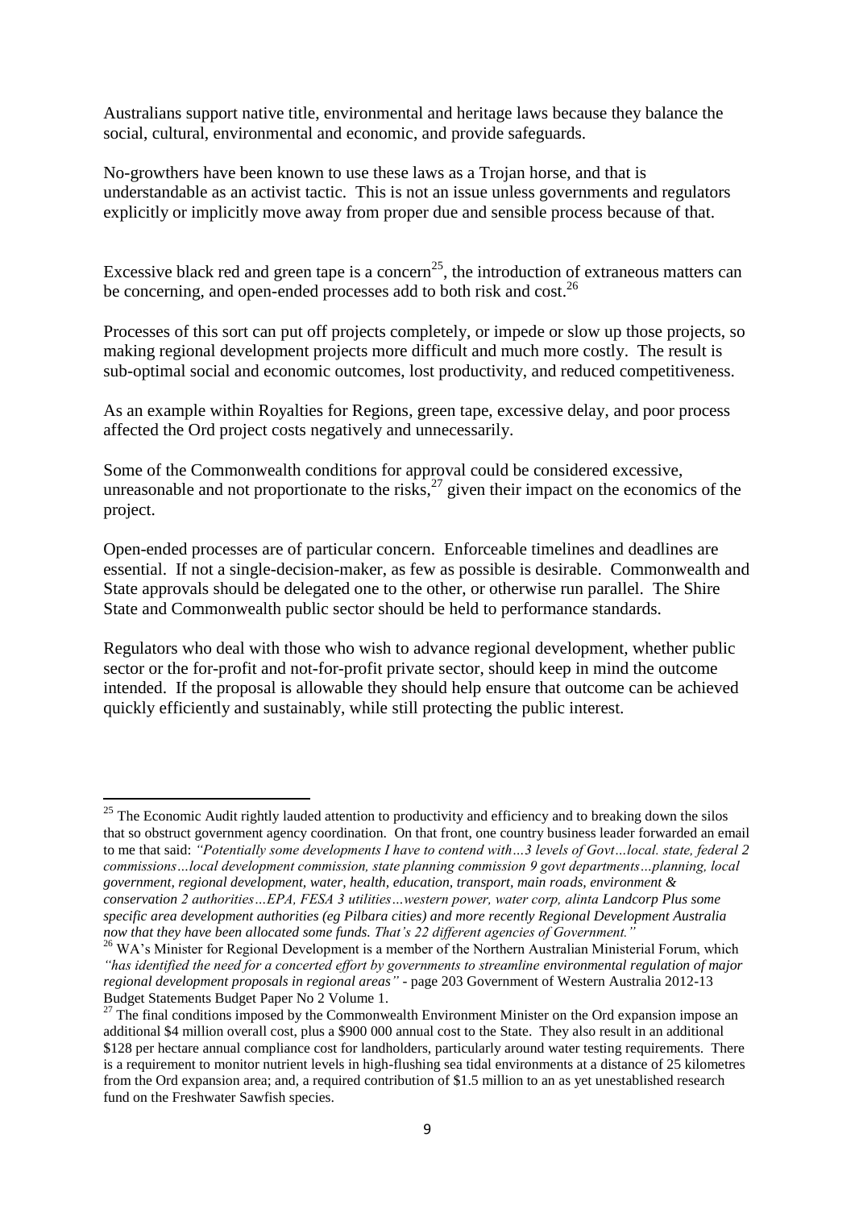Australians support native title, environmental and heritage laws because they balance the social, cultural, environmental and economic, and provide safeguards.

No-growthers have been known to use these laws as a Trojan horse, and that is understandable as an activist tactic. This is not an issue unless governments and regulators explicitly or implicitly move away from proper due and sensible process because of that.

Excessive black red and green tape is a concern[25], the introduction of extraneous matters can be concerning, and open-ended processes add to both risk and cost.[26]

Processes of this sort can put off projects completely, or impede or slow up those projects, so making regional development projects more difficult and much more costly. The result is sub-optimal social and economic outcomes, lost productivity, and reduced competitiveness.

As an example within Royalties for Regions, green tape, excessive delay, and poor process affected the Ord project costs negatively and unnecessarily.

Some of the Commonwealth conditions for approval could be considered excessive, unreasonable and not proportionate to the risks,[27] given their impact on the economics of the project.

Open-ended processes are of particular concern. Enforceable timelines and deadlines are essential. If not a single-decision-maker, as few as possible is desirable. Commonwealth and State approvals should be delegated one to the other, or otherwise run parallel. The Shire State and Commonwealth public sector should be held to performance standards.

Regulators who deal with those who wish to advance regional development, whether public sector or the for-profit and not-for-profit private sector, should keep in mind the outcome intended. If the proposal is allowable they should help ensure that outcome can be achieved quickly efficiently and sustainably, while still protecting the public interest.

---

[25] The Economic Audit rightly lauded attention to productivity and efficiency and to breaking down the silos that so obstruct government agency coordination. On that front, one country business leader forwarded an email to me that said: *"Potentially some developments I have to contend with…3 levels of Govt…local. state, federal 2 commissions…local development commission, state planning commission 9 govt departments…planning, local government, regional development, water, health, education, transport, main roads, environment & conservation 2 authorities…EPA, FESA 3 utilities…western power, water corp, alinta Landcorp Plus some specific area development authorities (eg Pilbara cities) and more recently Regional Development Australia now that they have been allocated some funds. That's 22 different agencies of Government."*

[26] WA's Minister for Regional Development is a member of the Northern Australian Ministerial Forum, which *"has identified the need for a concerted effort by governments to streamline environmental regulation of major regional development proposals in regional areas"* - page 203 Government of Western Australia 2012-13 Budget Statements Budget Paper No 2 Volume 1.

[27] The final conditions imposed by the Commonwealth Environment Minister on the Ord expansion impose an additional $4 million overall cost, plus a $900 000 annual cost to the State. They also result in an additional $128 per hectare annual compliance cost for landholders, particularly around water testing requirements. There is a requirement to monitor nutrient levels in high-flushing sea tidal environments at a distance of 25 kilometres from the Ord expansion area; and, a required contribution of $1.5 million to an as yet unestablished research fund on the Freshwater Sawfish species.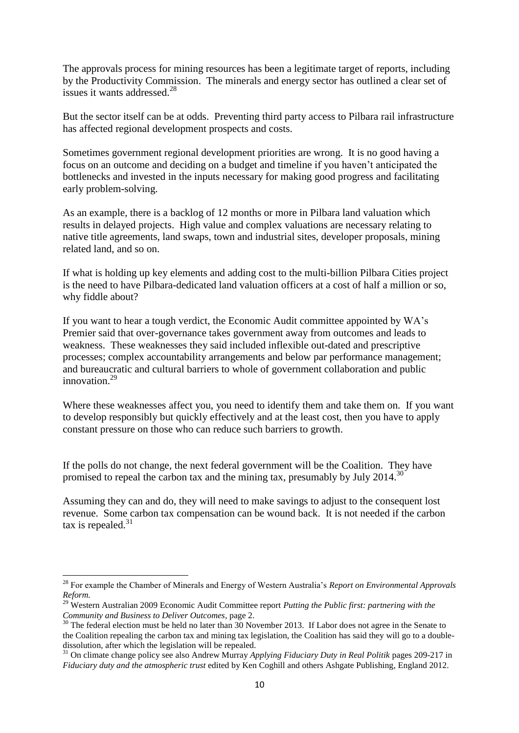The approvals process for mining resources has been a legitimate target of reports, including by the Productivity Commission. The minerals and energy sector has outlined a clear set of issues it wants addressed.[28]

But the sector itself can be at odds. Preventing third party access to Pilbara rail infrastructure has affected regional development prospects and costs.

Sometimes government regional development priorities are wrong. It is no good having a focus on an outcome and deciding on a budget and timeline if you haven't anticipated the bottlenecks and invested in the inputs necessary for making good progress and facilitating early problem-solving.

As an example, there is a backlog of 12 months or more in Pilbara land valuation which results in delayed projects. High value and complex valuations are necessary relating to native title agreements, land swaps, town and industrial sites, developer proposals, mining related land, and so on.

If what is holding up key elements and adding cost to the multi-billion Pilbara Cities project is the need to have Pilbara-dedicated land valuation officers at a cost of half a million or so, why fiddle about?

If you want to hear a tough verdict, the Economic Audit committee appointed by WA's Premier said that over-governance takes government away from outcomes and leads to weakness. These weaknesses they said included inflexible out-dated and prescriptive processes; complex accountability arrangements and below par performance management; and bureaucratic and cultural barriers to whole of government collaboration and public innovation.[29]

Where these weaknesses affect you, you need to identify them and take them on. If you want to develop responsibly but quickly effectively and at the least cost, then you have to apply constant pressure on those who can reduce such barriers to growth.

If the polls do not change, the next federal government will be the Coalition. They have promised to repeal the carbon tax and the mining tax, presumably by July 2014.[30]

Assuming they can and do, they will need to make savings to adjust to the consequent lost revenue. Some carbon tax compensation can be wound back. It is not needed if the carbon tax is repealed.[31]

---

[28] For example the Chamber of Minerals and Energy of Western Australia's *Report on Environmental Approvals Reform.*

[29] Western Australian 2009 Economic Audit Committee report *Putting the Public first: partnering with the Community and Business to Deliver Outcomes*, page 2.

[30] The federal election must be held no later than 30 November 2013. If Labor does not agree in the Senate to the Coalition repealing the carbon tax and mining tax legislation, the Coalition has said they will go to a double-dissolution, after which the legislation will be repealed.

[31] On climate change policy see also Andrew Murray *Applying Fiduciary Duty in Real Politik* pages 209-217 in *Fiduciary duty and the atmospheric trust* edited by Ken Coghill and others Ashgate Publishing, England 2012.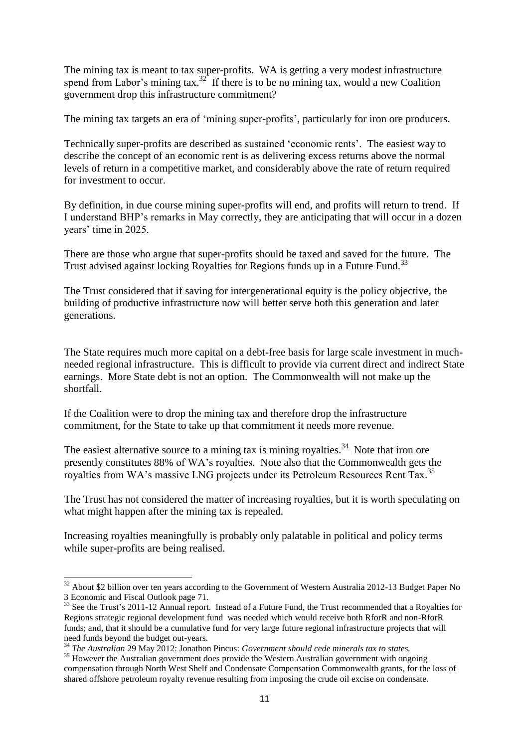The mining tax is meant to tax super-profits. WA is getting a very modest infrastructure spend from Labor's mining tax.[32] If there is to be no mining tax, would a new Coalition government drop this infrastructure commitment?

The mining tax targets an era of 'mining super-profits', particularly for iron ore producers.

Technically super-profits are described as sustained 'economic rents'. The easiest way to describe the concept of an economic rent is as delivering excess returns above the normal levels of return in a competitive market, and considerably above the rate of return required for investment to occur.

By definition, in due course mining super-profits will end, and profits will return to trend. If I understand BHP's remarks in May correctly, they are anticipating that will occur in a dozen years' time in 2025.

There are those who argue that super-profits should be taxed and saved for the future. The Trust advised against locking Royalties for Regions funds up in a Future Fund.[33]

The Trust considered that if saving for intergenerational equity is the policy objective, the building of productive infrastructure now will better serve both this generation and later generations.

The State requires much more capital on a debt-free basis for large scale investment in much-needed regional infrastructure. This is difficult to provide via current direct and indirect State earnings. More State debt is not an option. The Commonwealth will not make up the shortfall.

If the Coalition were to drop the mining tax and therefore drop the infrastructure commitment, for the State to take up that commitment it needs more revenue.

The easiest alternative source to a mining tax is mining royalties.[34] Note that iron ore presently constitutes 88% of WA's royalties. Note also that the Commonwealth gets the royalties from WA's massive LNG projects under its Petroleum Resources Rent Tax.[35]

The Trust has not considered the matter of increasing royalties, but it is worth speculating on what might happen after the mining tax is repealed.

Increasing royalties meaningfully is probably only palatable in political and policy terms while super-profits are being realised.

---

[32] About $2 billion over ten years according to the Government of Western Australia 2012-13 Budget Paper No 3 Economic and Fiscal Outlook page 71.

[33] See the Trust's 2011-12 Annual report. Instead of a Future Fund, the Trust recommended that a Royalties for Regions strategic regional development fund was needed which would receive both RforR and non-RforR funds; and, that it should be a cumulative fund for very large future regional infrastructure projects that will need funds beyond the budget out-years.

[34] *The Australian* 29 May 2012: Jonathon Pincus: *Government should cede minerals tax to states.*

[35] However the Australian government does provide the Western Australian government with ongoing compensation through North West Shelf and Condensate Compensation Commonwealth grants, for the loss of shared offshore petroleum royalty revenue resulting from imposing the crude oil excise on condensate.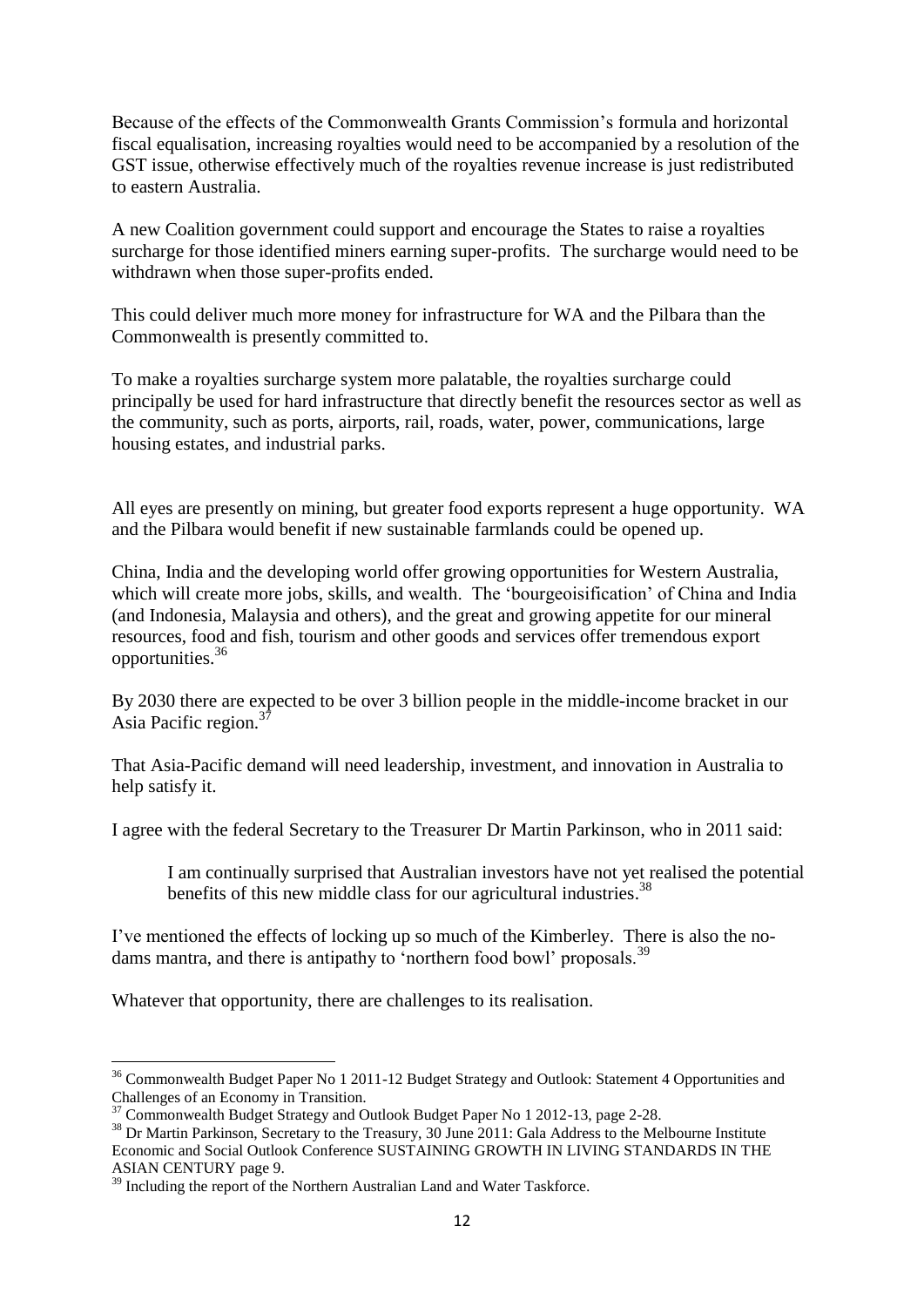Because of the effects of the Commonwealth Grants Commission's formula and horizontal fiscal equalisation, increasing royalties would need to be accompanied by a resolution of the GST issue, otherwise effectively much of the royalties revenue increase is just redistributed to eastern Australia.

A new Coalition government could support and encourage the States to raise a royalties surcharge for those identified miners earning super-profits. The surcharge would need to be withdrawn when those super-profits ended.

This could deliver much more money for infrastructure for WA and the Pilbara than the Commonwealth is presently committed to.

To make a royalties surcharge system more palatable, the royalties surcharge could principally be used for hard infrastructure that directly benefit the resources sector as well as the community, such as ports, airports, rail, roads, water, power, communications, large housing estates, and industrial parks.

All eyes are presently on mining, but greater food exports represent a huge opportunity. WA and the Pilbara would benefit if new sustainable farmlands could be opened up.

China, India and the developing world offer growing opportunities for Western Australia, which will create more jobs, skills, and wealth. The 'bourgeoisification' of China and India (and Indonesia, Malaysia and others), and the great and growing appetite for our mineral resources, food and fish, tourism and other goods and services offer tremendous export opportunities.[36]

By 2030 there are expected to be over 3 billion people in the middle-income bracket in our Asia Pacific region.[37]

That Asia-Pacific demand will need leadership, investment, and innovation in Australia to help satisfy it.

I agree with the federal Secretary to the Treasurer Dr Martin Parkinson, who in 2011 said:

> I am continually surprised that Australian investors have not yet realised the potential benefits of this new middle class for our agricultural industries.[38]

I've mentioned the effects of locking up so much of the Kimberley. There is also the no-dams mantra, and there is antipathy to 'northern food bowl' proposals.[39]

Whatever that opportunity, there are challenges to its realisation.

---

[36] Commonwealth Budget Paper No 1 2011-12 Budget Strategy and Outlook: Statement 4 Opportunities and Challenges of an Economy in Transition.

[37] Commonwealth Budget Strategy and Outlook Budget Paper No 1 2012-13, page 2-28.

[38] Dr Martin Parkinson, Secretary to the Treasury, 30 June 2011: Gala Address to the Melbourne Institute Economic and Social Outlook Conference SUSTAINING GROWTH IN LIVING STANDARDS IN THE ASIAN CENTURY page 9.

[39] Including the report of the Northern Australian Land and Water Taskforce.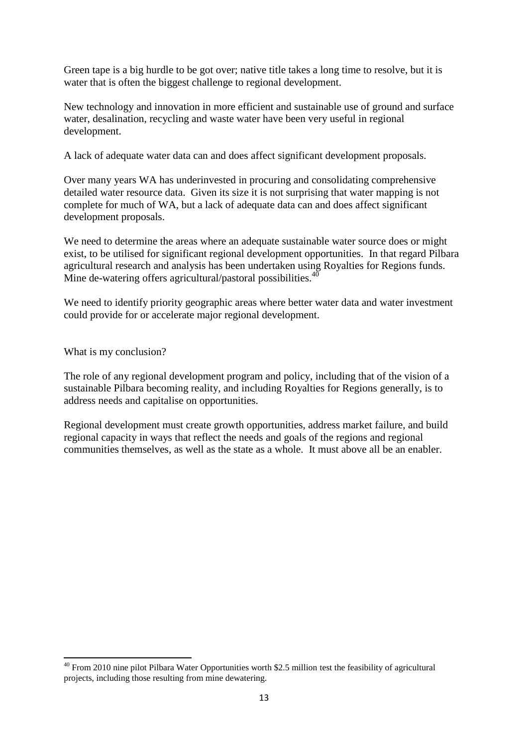Green tape is a big hurdle to be got over; native title takes a long time to resolve, but it is water that is often the biggest challenge to regional development.

New technology and innovation in more efficient and sustainable use of ground and surface water, desalination, recycling and waste water have been very useful in regional development.

A lack of adequate water data can and does affect significant development proposals.

Over many years WA has underinvested in procuring and consolidating comprehensive detailed water resource data. Given its size it is not surprising that water mapping is not complete for much of WA, but a lack of adequate data can and does affect significant development proposals.

We need to determine the areas where an adequate sustainable water source does or might exist, to be utilised for significant regional development opportunities. In that regard Pilbara agricultural research and analysis has been undertaken using Royalties for Regions funds. Mine de-watering offers agricultural/pastoral possibilities.[40]

We need to identify priority geographic areas where better water data and water investment could provide for or accelerate major regional development.

What is my conclusion?

The role of any regional development program and policy, including that of the vision of a sustainable Pilbara becoming reality, and including Royalties for Regions generally, is to address needs and capitalise on opportunities.

Regional development must create growth opportunities, address market failure, and build regional capacity in ways that reflect the needs and goals of the regions and regional communities themselves, as well as the state as a whole. It must above all be an enabler.

[40] From 2010 nine pilot Pilbara Water Opportunities worth \$2.5 million test the feasibility of agricultural projects, including those resulting from mine dewatering.